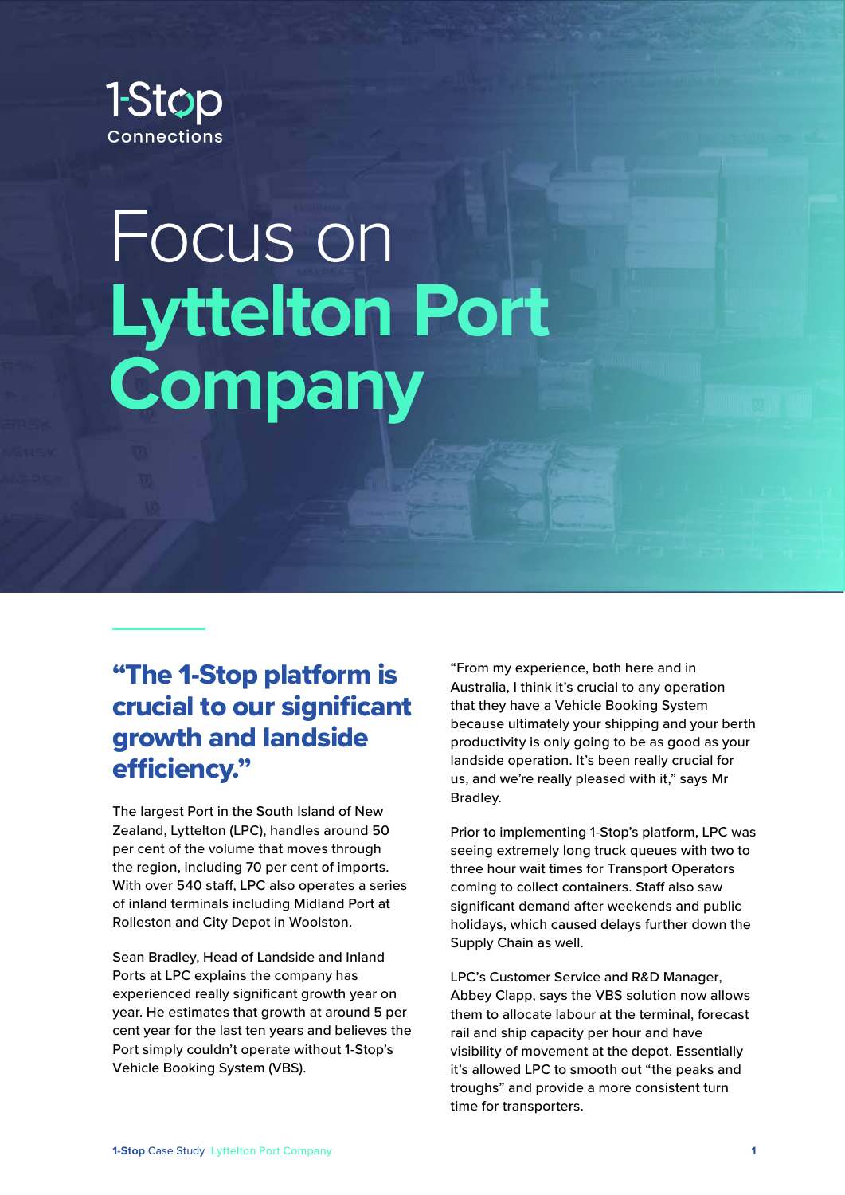1-Stop Connections

# Focus on **Lyttelton Port Company**

## "The 1-Stop platform is crucial to our significant growth and landside efficiency."

The largest Port in the South Island of New Zealand, Lyttelton (LPC), handles around 50 per cent of the volume that moves through the region, including 70 per cent of imports. With over 540 staff, LPC also operates a series of inland terminals including Midland Port at Rolleston and City Depot in Woolston.

Sean Bradley, Head of Landside and Inland Ports at LPC explains the company has experienced really significant growth year on year. He estimates that growth at around 5 per cent for the last ten years and believes the Port simply couldn't operate without 1-Stop's Vehicle Booking System (VBS).

"From my experience, both here and in Australia, I think it's crucial to any operation that they have a Vehicle Booking System because ultimately your shipping and your berth productivity is only going to be as good as your landside operation. It's been really crucial for us, and we're really pleased with it," says Mr Bradley.

Prior to implementing 1-Stop's platform, LPC was seeing extremely long truck queues with two to three hour wait times for Transport Operators coming to collect containers. Staff also saw significant demand after weekends and public holidays, which caused delays further down the Supply Chain as well.

LPC's Customer Service and R&D Manager, Abbey Clapp, says the VBS solution now allows them to allocate labour at the terminal, forecast rail and ship capacity per hour and have visibility of movement at the depot. Essentially it's allowed LPC to smooth out "the peaks and troughs" and provide a more consistent turn time for transporters.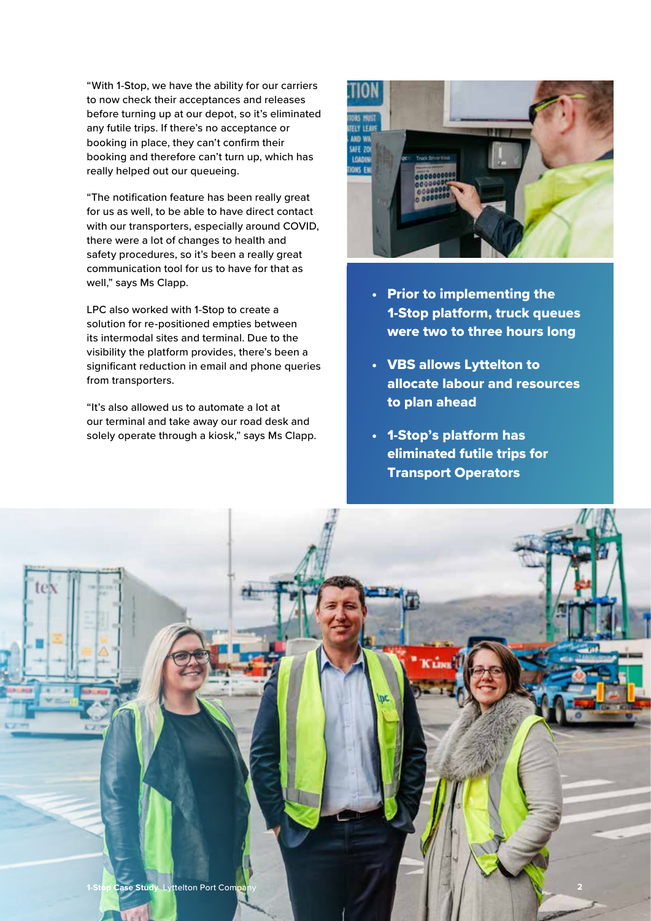"With 1-Stop, we have the ability for our carriers to now check their acceptances and releases before turning up at our depot, so it's eliminated any futile trips. If there's no acceptance or booking in place, they can't confirm their booking and therefore can't turn up, which has really helped out our queueing.

"The notification feature has been really great for us as well, to be able to have direct contact with our transporters, especially around COVID, there were a lot of changes to health and safety procedures, so it's been a really great communication tool for us to have for that as well," says Ms Clapp.

LPC also worked with 1-Stop to create a solution for re-positioned empties between its intermodal sites and terminal. Due to the visibility the platform provides, there's been a significant reduction in email and phone queries from transporters.

"It's also allowed us to automate a lot at our terminal and take away our road desk and solely operate through a kiosk," says Ms Clapp.

- **Prior to implementing the 1-Stop platform, truck queues were two to three hours long**
- **VBS allows Lyttelton to allocate labour and resources to plan ahead**
- **1-Stop's platform has eliminated futile trips for Transport Operators**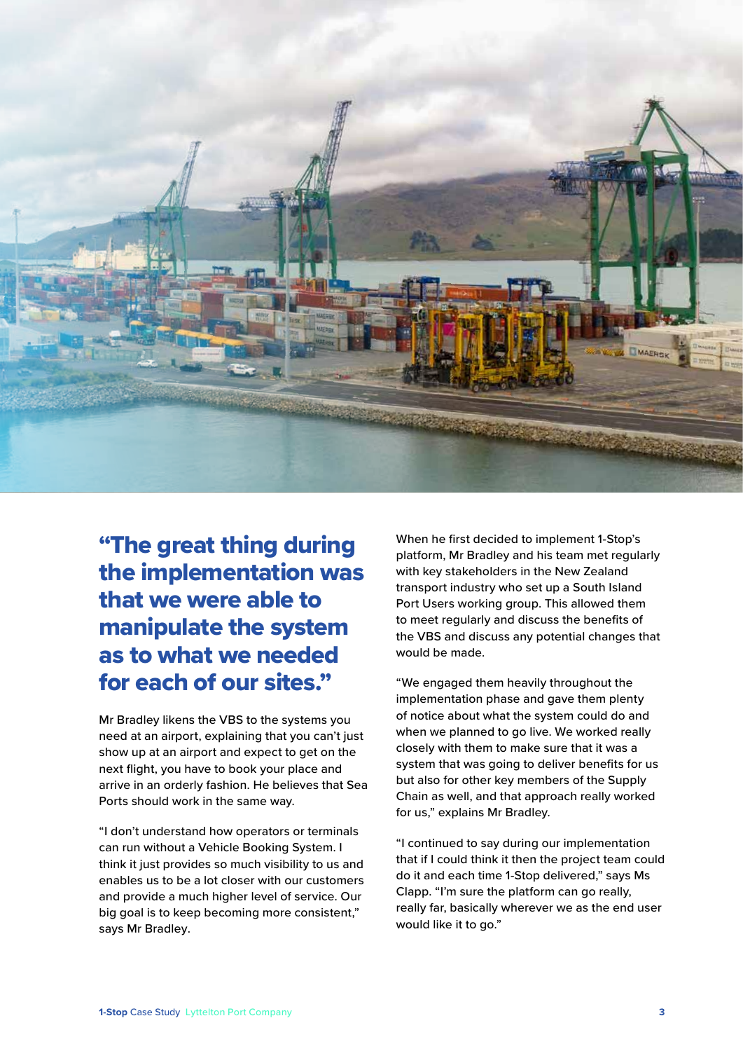**“The great thing during the implementation was that we were able to manipulate the system as to what we needed for each of our sites.”**

Mr Bradley likens the VBS to the systems you need at an airport, explaining that you can’t just show up at an airport and expect to get on the next flight, you have to book your place and arrive in an orderly fashion. He believes that Sea Ports should work in the same way.

“I don’t understand how operators or terminals can run without a Vehicle Booking System. I think it just provides so much visibility to us and enables us to be a lot closer with our customers and provide a much higher level of service. Our big goal is to keep becoming more consistent,” says Mr Bradley.

When he first decided to implement 1-Stop’s platform, Mr Bradley and his team met regularly with key stakeholders in the New Zealand transport industry who set up a South Island Port Users working group. This allowed them to meet regularly and discuss the benefits of the VBS and discuss any potential changes that would be made.

“We engaged them heavily throughout the implementation phase and gave them plenty of notice about what the system could do and when we planned to go live. We worked really closely with them to make sure that it was a system that was going to deliver benefits for us but also for other key members of the Supply Chain as well, and that approach really worked for us,” explains Mr Bradley.

“I continued to say during our implementation that if I could think it then the project team could do it and each time 1-Stop delivered,” says Ms Clapp. “I’m sure the platform can go really, really far, basically wherever we as the end user would like it to go.”